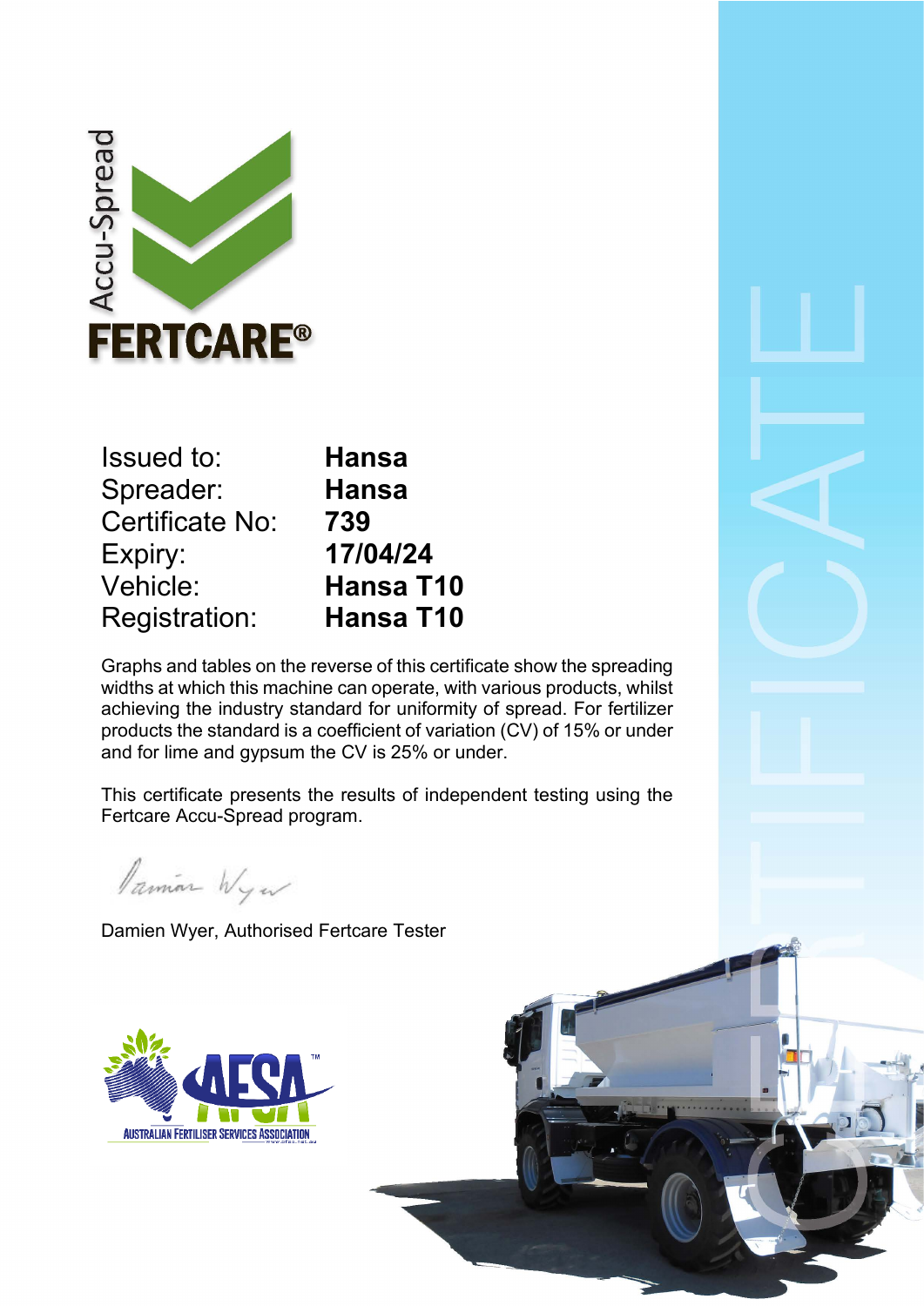Accu-Spread

**FERTCARE®**

| | |
|---|---|
| Issued to: | **Hansa** |
| Spreader: | **Hansa** |
| Certificate No: | **739** |
| Expiry: | **17/04/24** |
| Vehicle: | **Hansa T10** |
| Registration: | **Hansa T10** |

Graphs and tables on the reverse of this certificate show the spreading widths at which this machine can operate, with various products, whilst achieving the industry standard for uniformity of spread. For fertilizer products the standard is a coefficient of variation (CV) of 15% or under and for lime and gypsum the CV is 25% or under.

This certificate presents the results of independent testing using the Fertcare Accu-Spread program.

Damien Wyer, Authorised Fertcare Tester

AFSA™ AUSTRALIAN FERTILISER SERVICES ASSOCIATION

CERTIFICATE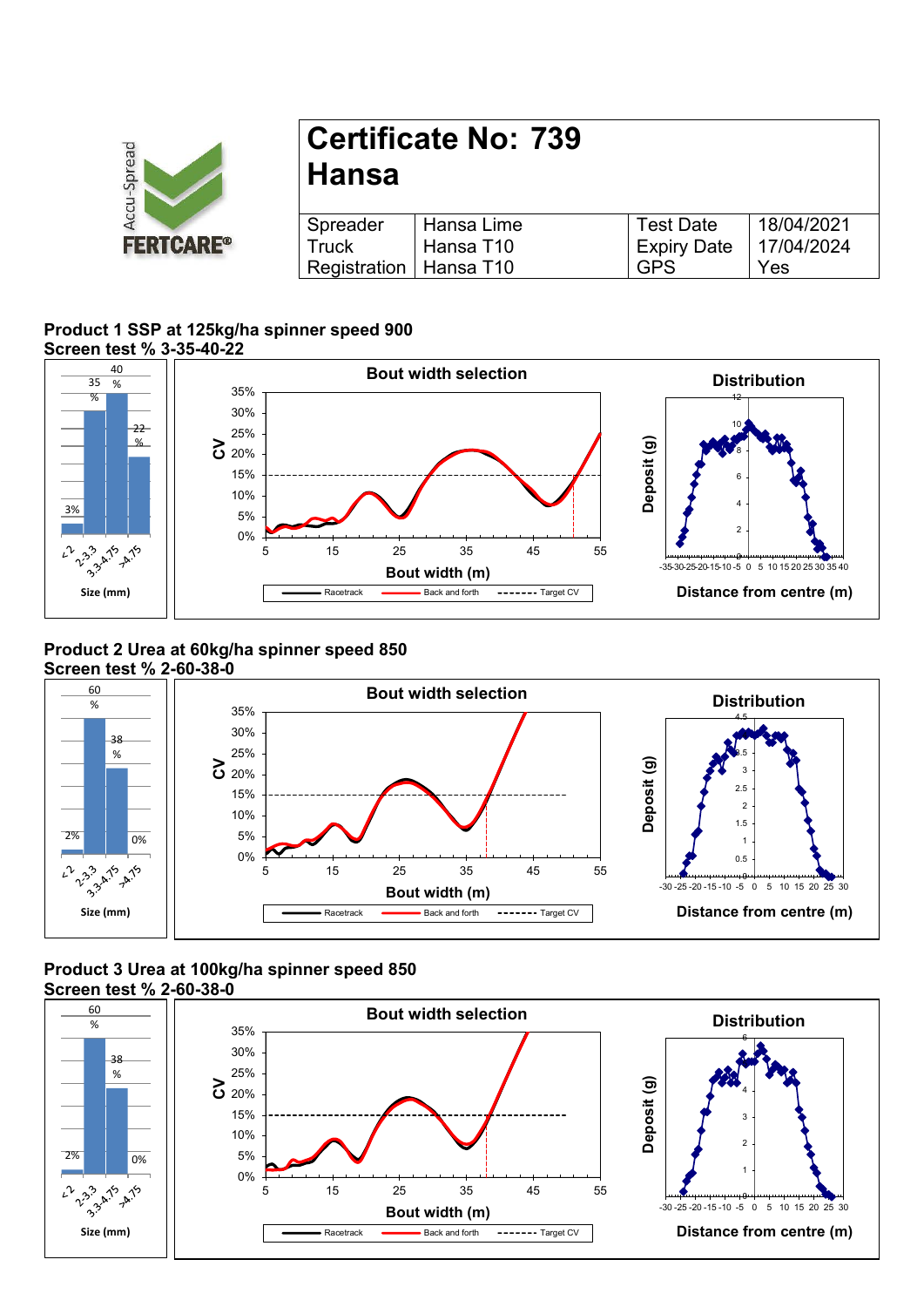Accu-Spread

FERTCARE®

# Certificate No: 739
# Hansa

| Spreader | Hansa Lime | Test Date | 18/04/2021 |
|---|---|---|---|
| Truck | Hansa T10 | Expiry Date | 17/04/2024 |
| Registration | Hansa T10 | GPS | Yes |

**Product 1 SSP at 125kg/ha spinner speed 900**
**Screen test % 3-35-40-22**

**Product 2 Urea at 60kg/ha spinner speed 850**
**Screen test % 2-60-38-0**

**Product 3 Urea at 100kg/ha spinner speed 850**
**Screen test % 2-60-38-0**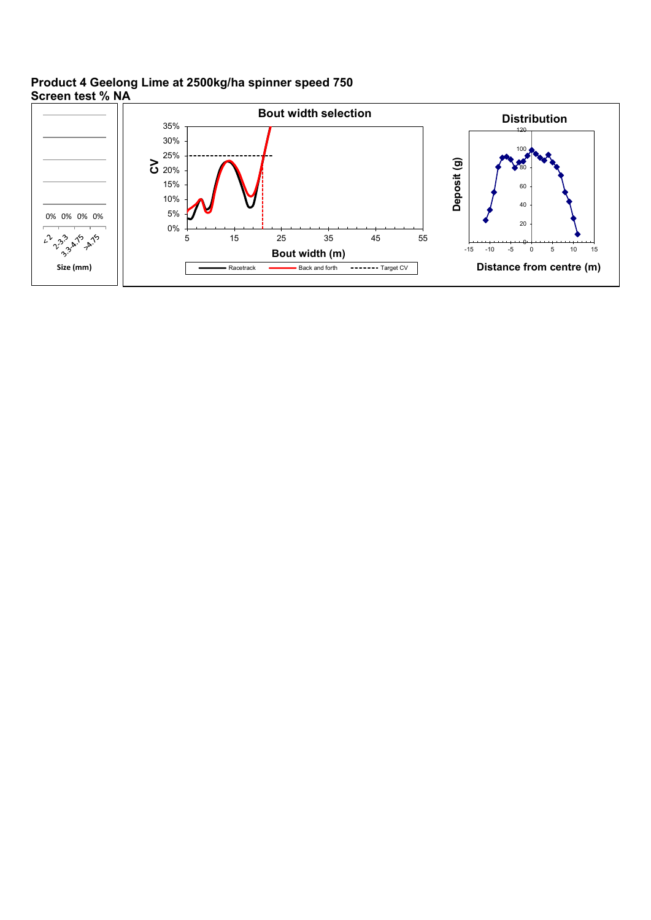**Product 4 Geelong Lime at 2500kg/ha spinner speed 750**
**Screen test % NA**

0% 0% 0% 0%

<2
2-3.3
3.3-4.75
>4.75

Size (mm)

Bout width selection

35%
30%
25%
20%
15%
10%
5%
0%

CV

5
15
25
35
45
55

Bout width (m)

Racetrack
Back and forth
Target CV

Distribution

120
100
80
60
40
20
0

Deposit (g)

-15
-10
-5
0
5
10
15

Distance from centre (m)